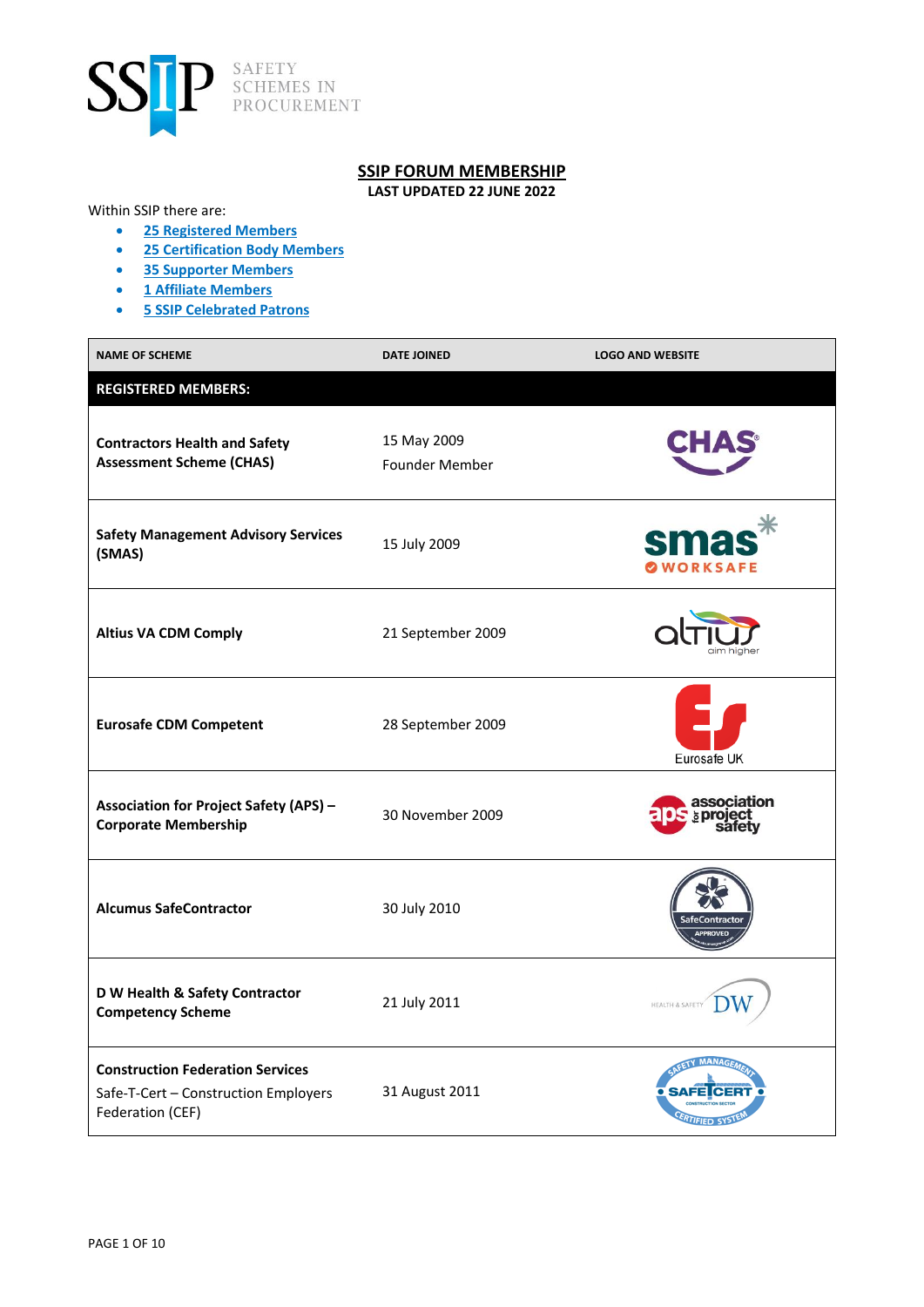SSIP SAFETY SCHEMES IN PROCUREMENT

## SSIP FORUM MEMBERSHIP

**LAST UPDATED 22 JUNE 2022**

Within SSIP there are:

- 25 Registered Members
- 25 Certification Body Members
- 35 Supporter Members
- 1 Affiliate Members
- 5 SSIP Celebrated Patrons

| NAME OF SCHEME | DATE JOINED | LOGO AND WEBSITE |
|---|---|---|
| **REGISTERED MEMBERS:** | | |
| **Contractors Health and Safety Assessment Scheme (CHAS)** | 15 May 2009<br>Founder Member | CHAS |
| **Safety Management Advisory Services (SMAS)** | 15 July 2009 | smas WORKSAFE |
| **Altius VA CDM Comply** | 21 September 2009 | altius aim higher |
| **Eurosafe CDM Competent** | 28 September 2009 | Eurosafe UK |
| **Association for Project Safety (APS) – Corporate Membership** | 30 November 2009 | aps association for project safety |
| **Alcumus SafeContractor** | 30 July 2010 | SafeContractor APPROVED |
| **D W Health & Safety Contractor Competency Scheme** | 21 July 2011 | HEALTH & SAFETY DW |
| **Construction Federation Services**<br>Safe-T-Cert – Construction Employers Federation (CEF) | 31 August 2011 | SAFETY MANAGEMENT SAFE-T-CERT CONSTRUCTION SECTOR CERTIFIED SYSTEM |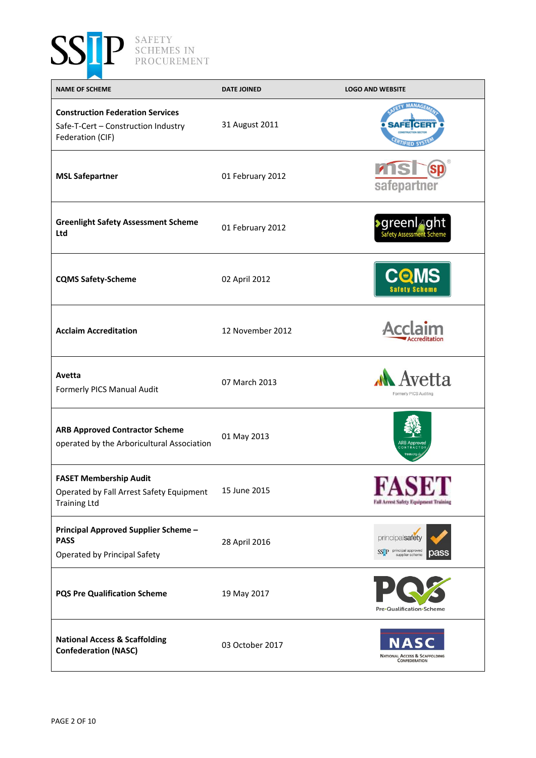# SSIP SAFETY SCHEMES IN PROCUREMENT

| NAME OF SCHEME | DATE JOINED | LOGO AND WEBSITE |
|---|---|---|
| **Construction Federation Services** Safe-T-Cert – Construction Industry Federation (CIF) | 31 August 2011 | |
| **MSL Safepartner** | 01 February 2012 | |
| **Greenlight Safety Assessment Scheme Ltd** | 01 February 2012 | |
| **CQMS Safety-Scheme** | 02 April 2012 | |
| **Acclaim Accreditation** | 12 November 2012 | |
| **Avetta** Formerly PICS Manual Audit | 07 March 2013 | |
| **ARB Approved Contractor Scheme** operated by the Arboricultural Association | 01 May 2013 | |
| **FASET Membership Audit** Operated by Fall Arrest Safety Equipment Training Ltd | 15 June 2015 | |
| **Principal Approved Supplier Scheme – PASS** Operated by Principal Safety | 28 April 2016 | |
| **PQS Pre Qualification Scheme** | 19 May 2017 | |
| **National Access & Scaffolding Confederation (NASC)** | 03 October 2017 | |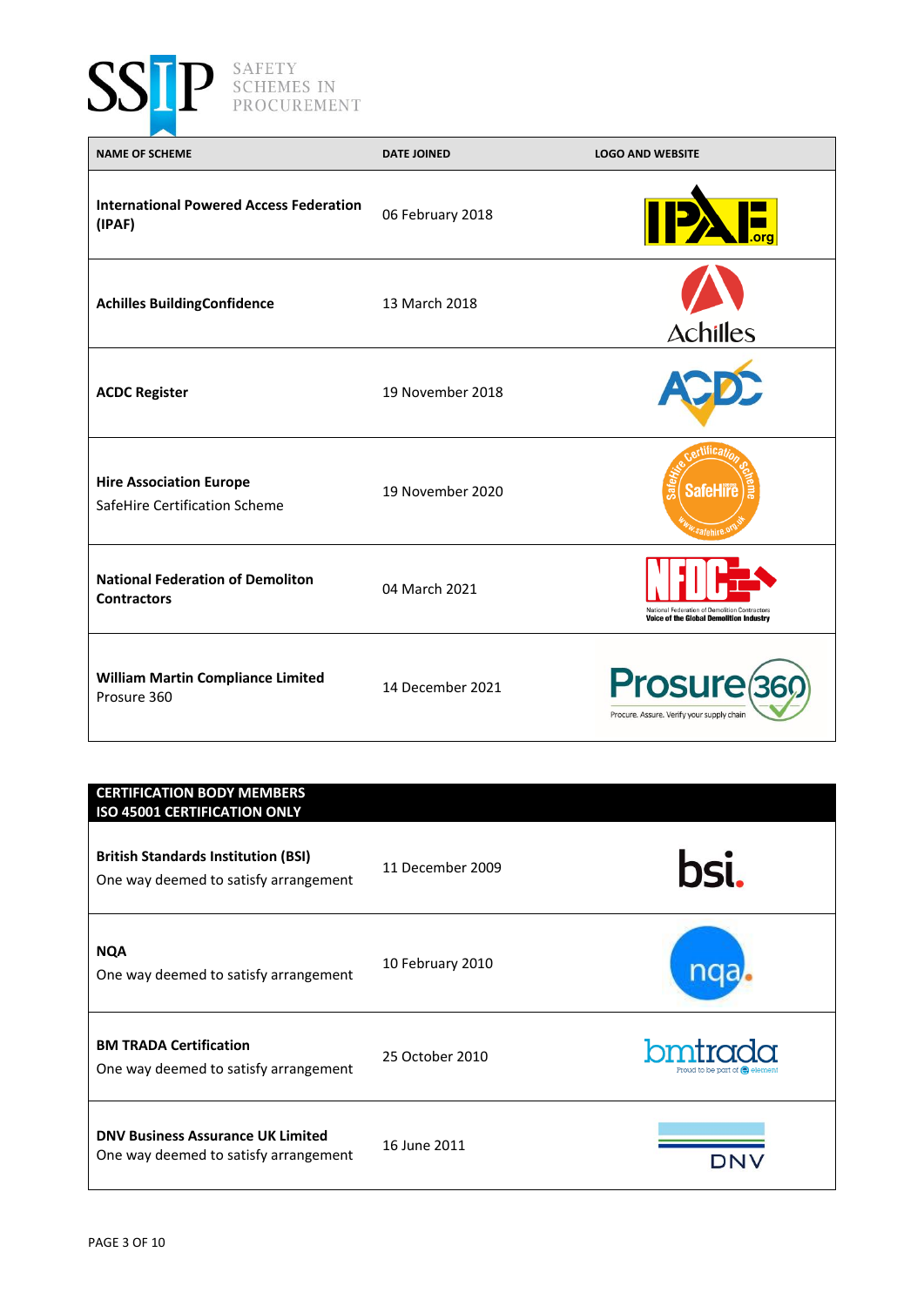| NAME OF SCHEME | DATE JOINED | LOGO AND WEBSITE |
|---|---|---|
| **International Powered Access Federation (IPAF)** | 06 February 2018 | |
| **Achilles BuildingConfidence** | 13 March 2018 | |
| **ACDC Register** | 19 November 2018 | |
| **Hire Association Europe** SafeHire Certification Scheme | 19 November 2020 | |
| **National Federation of Demoliton Contractors** | 04 March 2021 | |
| **William Martin Compliance Limited** Prosure 360 | 14 December 2021 | |

| CERTIFICATION BODY MEMBERS ISO 45001 CERTIFICATION ONLY | | |
|---|---|---|
| **British Standards Institution (BSI)** One way deemed to satisfy arrangement | 11 December 2009 | |
| **NQA** One way deemed to satisfy arrangement | 10 February 2010 | |
| **BM TRADA Certification** One way deemed to satisfy arrangement | 25 October 2010 | |
| **DNV Business Assurance UK Limited** One way deemed to satisfy arrangement | 16 June 2011 | |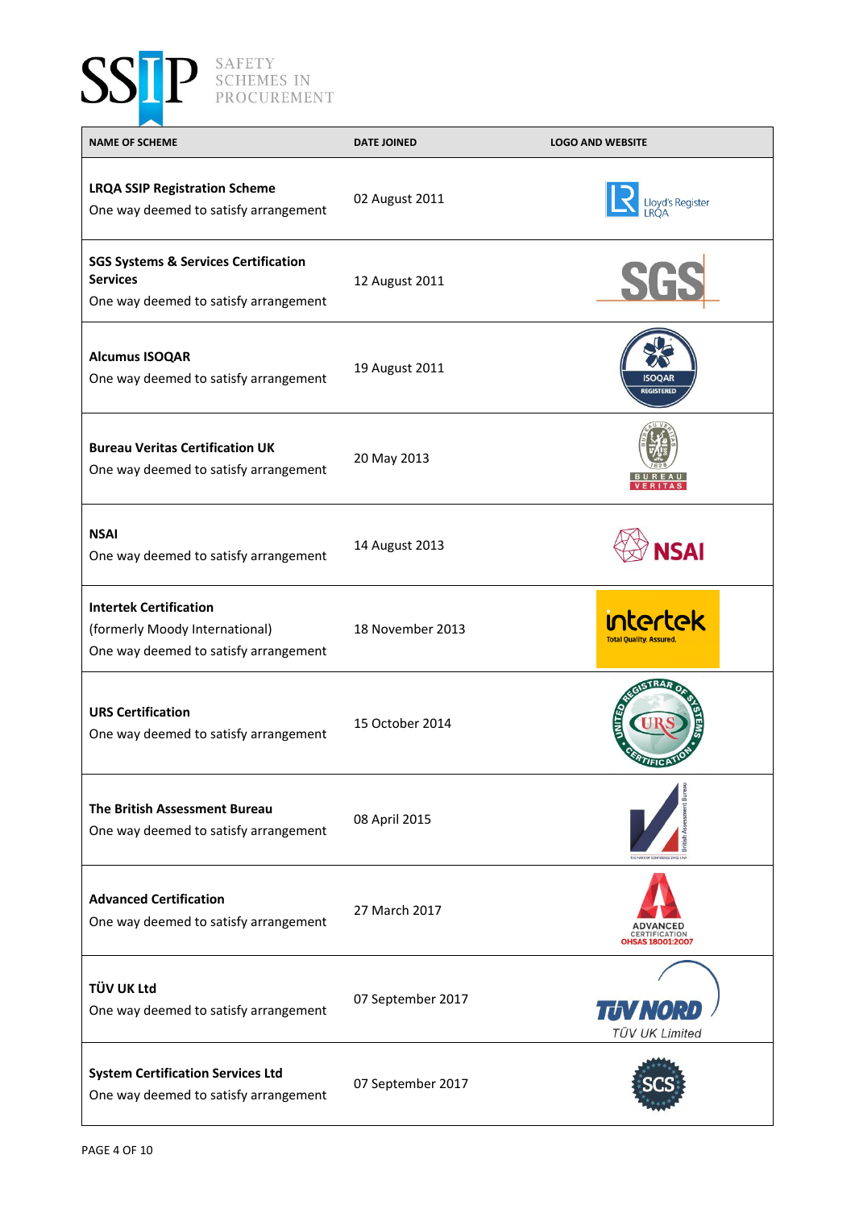| NAME OF SCHEME | DATE JOINED | LOGO AND WEBSITE |
|---|---|---|
| **LRQA SSIP Registration Scheme**<br>One way deemed to satisfy arrangement | 02 August 2011 | Lloyd's Register LRQA |
| **SGS Systems & Services Certification Services**<br>One way deemed to satisfy arrangement | 12 August 2011 | SGS |
| **Alcumus ISOQAR**<br>One way deemed to satisfy arrangement | 19 August 2011 | ISOQAR REGISTERED |
| **Bureau Veritas Certification UK**<br>One way deemed to satisfy arrangement | 20 May 2013 | BUREAU VERITAS 1828 |
| **NSAI**<br>One way deemed to satisfy arrangement | 14 August 2013 | NSAI |
| **Intertek Certification**<br>(formerly Moody International)<br>One way deemed to satisfy arrangement | 18 November 2013 | intertek Total Quality. Assured. |
| **URS Certification**<br>One way deemed to satisfy arrangement | 15 October 2014 | UNITED REGISTRAR OF SYSTEMS URS CERTIFICATION |
| **The British Assessment Bureau**<br>One way deemed to satisfy arrangement | 08 April 2015 | British Assessment Bureau |
| **Advanced Certification**<br>One way deemed to satisfy arrangement | 27 March 2017 | ADVANCED CERTIFICATION OHSAS 18001:2007 |
| **TÜV UK Ltd**<br>One way deemed to satisfy arrangement | 07 September 2017 | TÜV NORD TÜV UK Limited |
| **System Certification Services Ltd**<br>One way deemed to satisfy arrangement | 07 September 2017 | SCS |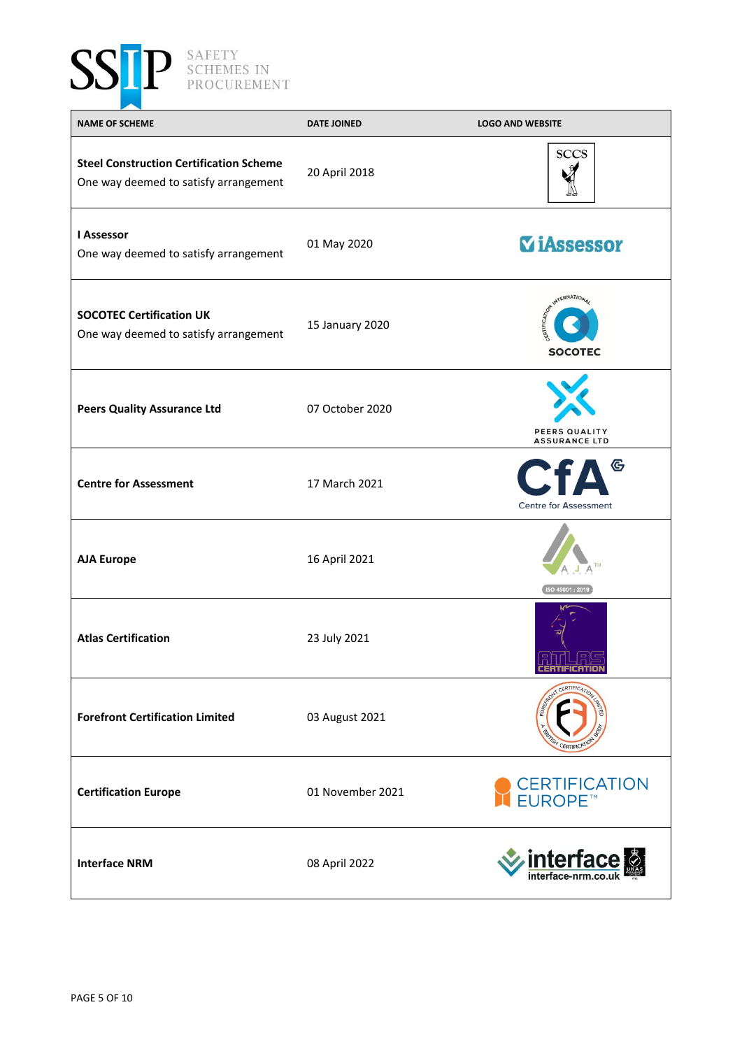| NAME OF SCHEME | DATE JOINED | LOGO AND WEBSITE |
|---|---|---|
| **Steel Construction Certification Scheme**<br>One way deemed to satisfy arrangement | 20 April 2018 | SCCS |
| **I Assessor**<br>One way deemed to satisfy arrangement | 01 May 2020 | iAssessor |
| **SOCOTEC Certification UK**<br>One way deemed to satisfy arrangement | 15 January 2020 | SOCOTEC |
| **Peers Quality Assurance Ltd** | 07 October 2020 | PEERS QUALITY ASSURANCE LTD |
| **Centre for Assessment** | 17 March 2021 | CfA Centre for Assessment |
| **AJA Europe** | 16 April 2021 | AJA ISO 45001 : 2018 |
| **Atlas Certification** | 23 July 2021 | ATLAS CERTIFICATION |
| **Forefront Certification Limited** | 03 August 2021 | Forefront Certification Limited |
| **Certification Europe** | 01 November 2021 | CERTIFICATION EUROPE™ |
| **Interface NRM** | 08 April 2022 | interface interface-nrm.co.uk |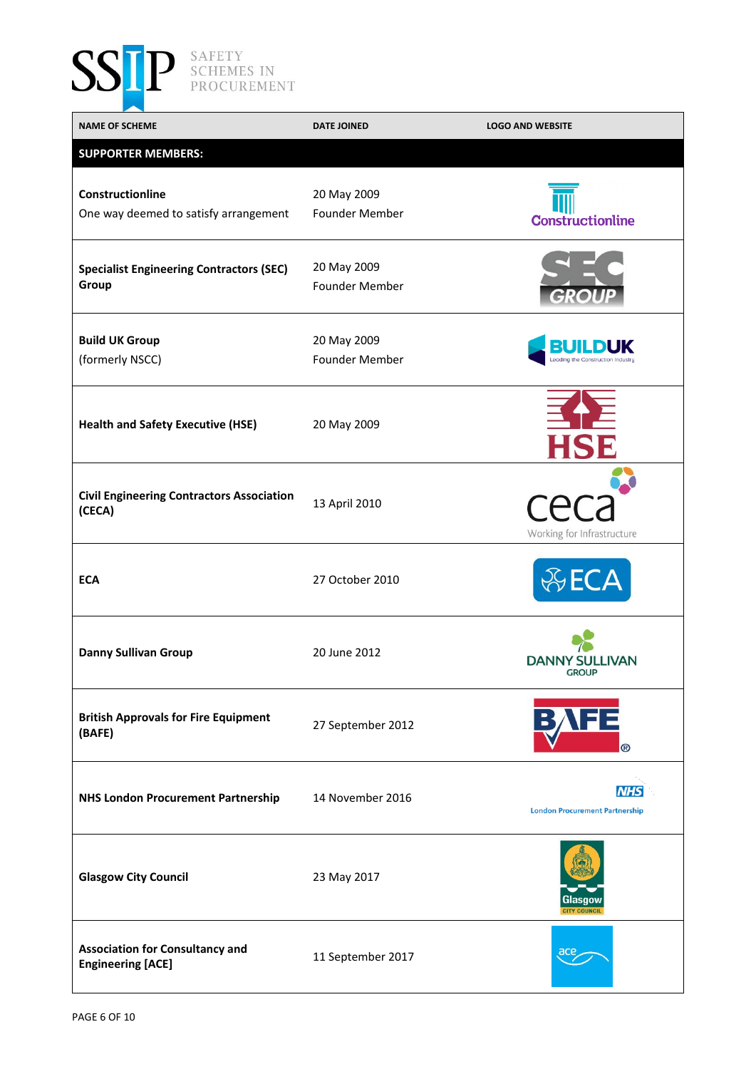SSIP SAFETY SCHEMES IN PROCUREMENT

| NAME OF SCHEME | DATE JOINED | LOGO AND WEBSITE |
|---|---|---|
| **SUPPORTER MEMBERS:** | | |
| **Constructionline** One way deemed to satisfy arrangement | 20 May 2009 Founder Member | Constructionline |
| **Specialist Engineering Contractors (SEC) Group** | 20 May 2009 Founder Member | SEC GROUP |
| **Build UK Group** (formerly NSCC) | 20 May 2009 Founder Member | BUILDUK Leading the Construction Industry |
| **Health and Safety Executive (HSE)** | 20 May 2009 | HSE |
| **Civil Engineering Contractors Association (CECA)** | 13 April 2010 | ceca Working for Infrastructure |
| **ECA** | 27 October 2010 | ECA |
| **Danny Sullivan Group** | 20 June 2012 | DANNY SULLIVAN GROUP |
| **British Approvals for Fire Equipment (BAFE)** | 27 September 2012 | BAFE |
| **NHS London Procurement Partnership** | 14 November 2016 | NHS London Procurement Partnership |
| **Glasgow City Council** | 23 May 2017 | Glasgow CITY COUNCIL |
| **Association for Consultancy and Engineering [ACE]** | 11 September 2017 | ace |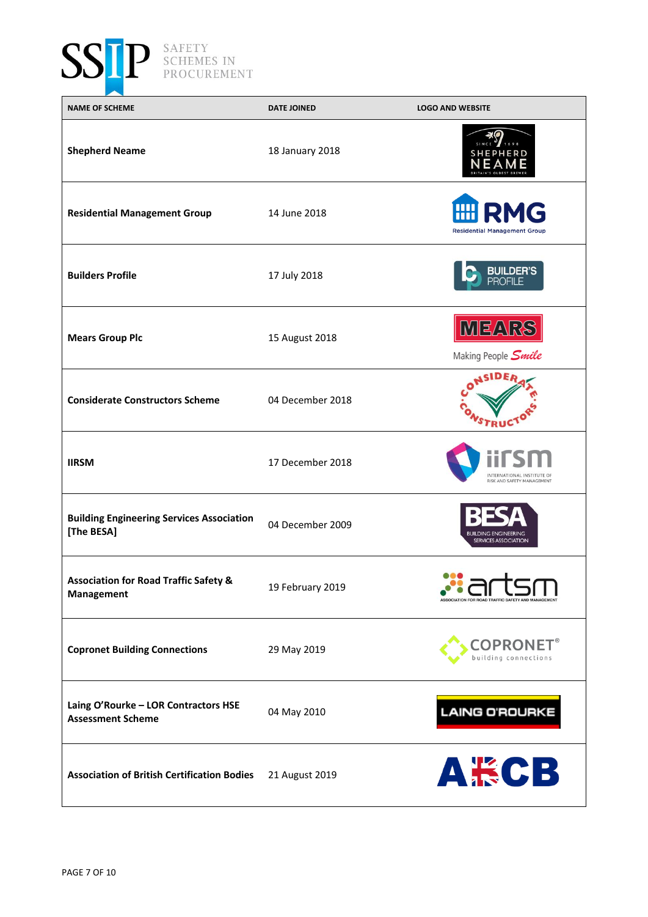| NAME OF SCHEME | DATE JOINED | LOGO AND WEBSITE |
|---|---|---|
| **Shepherd Neame** | 18 January 2018 | |
| **Residential Management Group** | 14 June 2018 | |
| **Builders Profile** | 17 July 2018 | |
| **Mears Group Plc** | 15 August 2018 | |
| **Considerate Constructors Scheme** | 04 December 2018 | |
| **IIRSM** | 17 December 2018 | |
| **Building Engineering Services Association [The BESA]** | 04 December 2009 | |
| **Association for Road Traffic Safety & Management** | 19 February 2019 | |
| **Copronet Building Connections** | 29 May 2019 | |
| **Laing O'Rourke – LOR Contractors HSE Assessment Scheme** | 04 May 2010 | |
| **Association of British Certification Bodies** | 21 August 2019 | |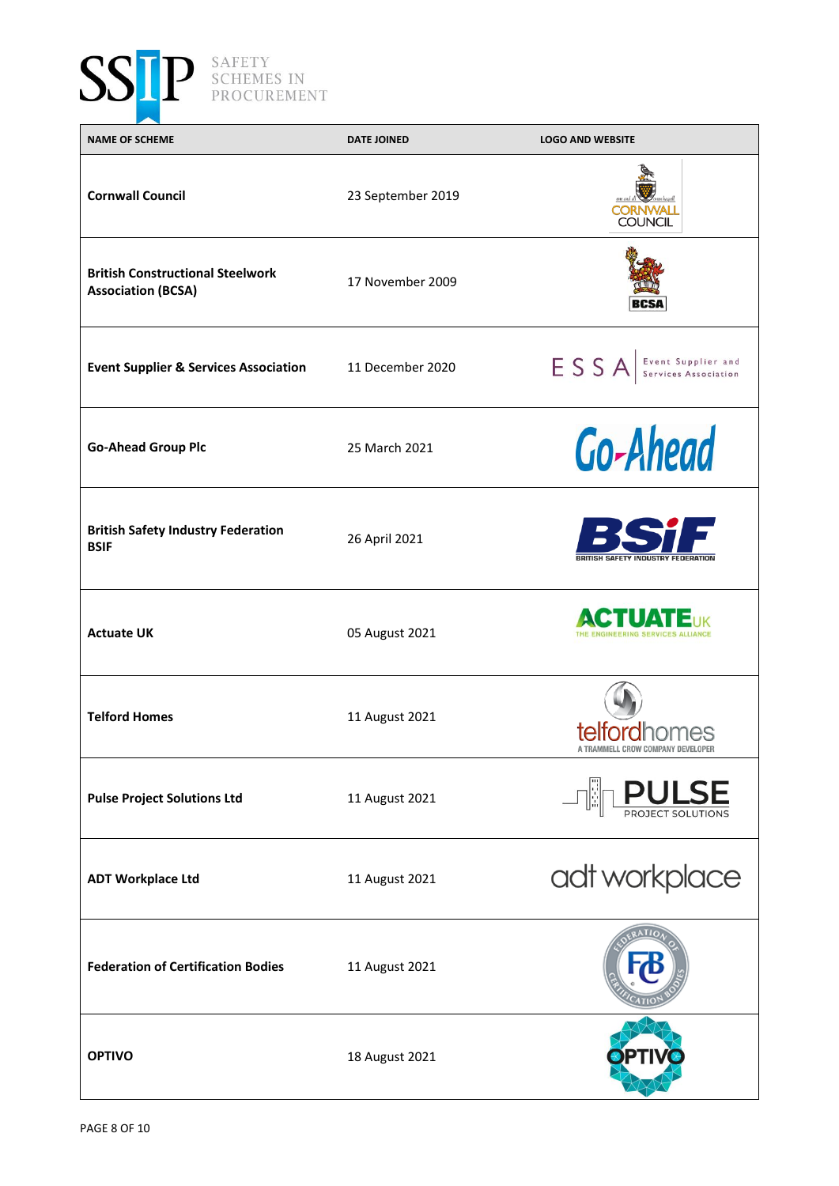| NAME OF SCHEME | DATE JOINED | LOGO AND WEBSITE |
|---|---|---|
| **Cornwall Council** | 23 September 2019 | |
| **British Constructional Steelwork Association (BCSA)** | 17 November 2009 | |
| **Event Supplier & Services Association** | 11 December 2020 | |
| **Go-Ahead Group Plc** | 25 March 2021 | |
| **British Safety Industry Federation BSIF** | 26 April 2021 | |
| **Actuate UK** | 05 August 2021 | |
| **Telford Homes** | 11 August 2021 | |
| **Pulse Project Solutions Ltd** | 11 August 2021 | |
| **ADT Workplace Ltd** | 11 August 2021 | |
| **Federation of Certification Bodies** | 11 August 2021 | |
| **OPTIVO** | 18 August 2021 | |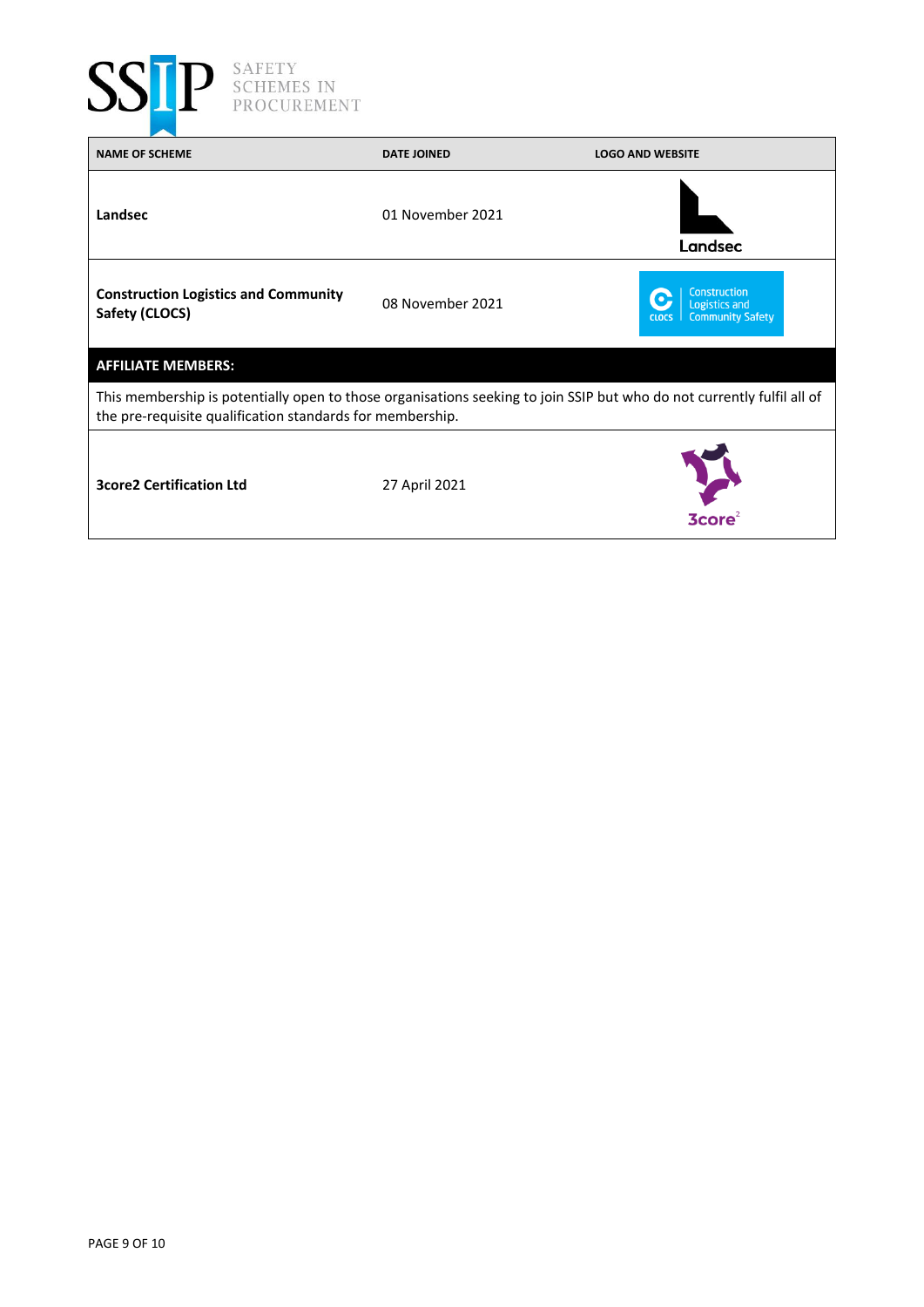| NAME OF SCHEME | DATE JOINED | LOGO AND WEBSITE |
|---|---|---|
| **Landsec** | 01 November 2021 | Landsec |
| **Construction Logistics and Community Safety (CLOCS)** | 08 November 2021 | CLOCS Construction Logistics and Community Safety |
| **AFFILIATE MEMBERS:** | | |
| This membership is potentially open to those organisations seeking to join SSIP but who do not currently fulfil all of the pre-requisite qualification standards for membership. | | |
| **3core2 Certification Ltd** | 27 April 2021 | 3core2 |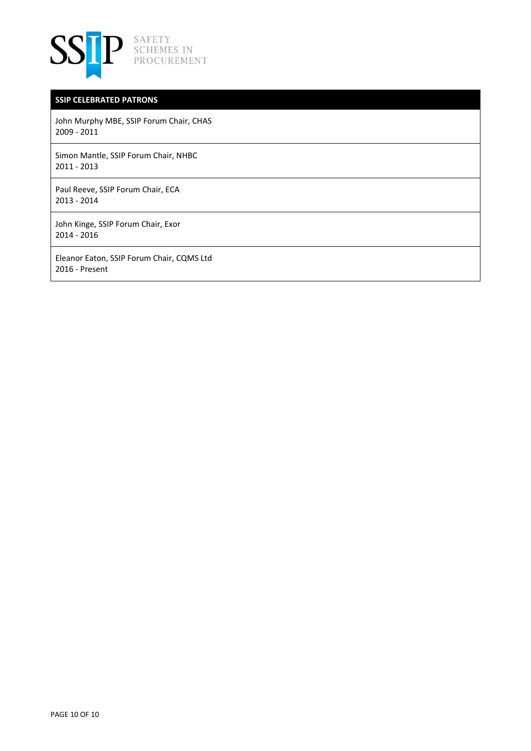| SSIP CELEBRATED PATRONS |
| --- |
| John Murphy MBE, SSIP Forum Chair, CHAS<br>2009 - 2011 |
| Simon Mantle, SSIP Forum Chair, NHBC<br>2011 - 2013 |
| Paul Reeve, SSIP Forum Chair, ECA<br>2013 - 2014 |
| John Kinge, SSIP Forum Chair, Exor<br>2014 - 2016 |
| Eleanor Eaton, SSIP Forum Chair, CQMS Ltd<br>2016 - Present |